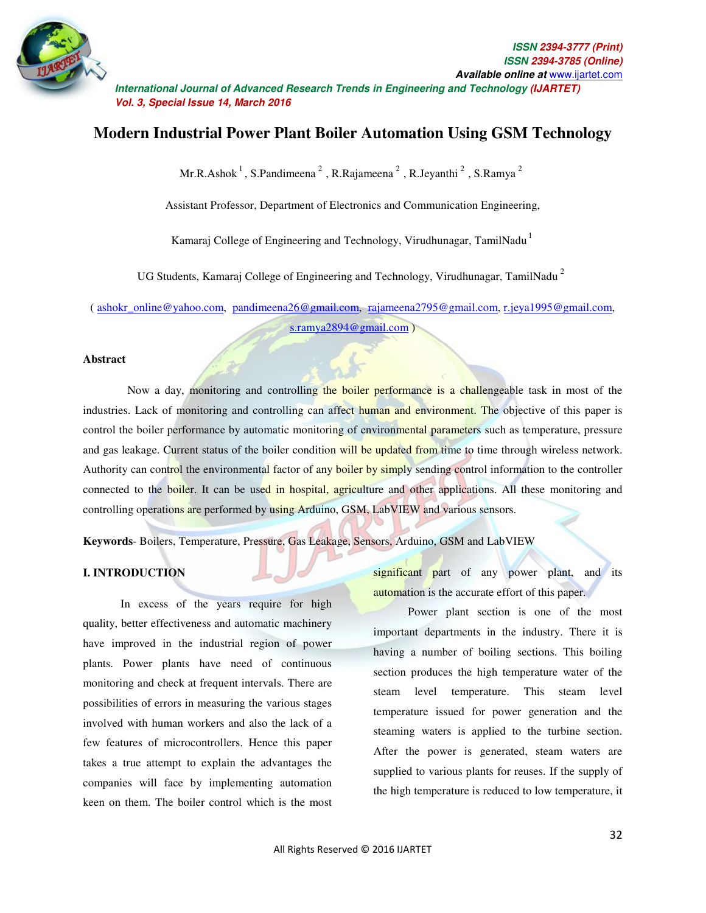# Modern Industrial Power Plant Boiler Automation Using GSM Technology

Mr.R.Ashok [1], S.Pandimeena [2], R.Rajameena [2], R.Jeyanthi [2], S.Ramya [2]

Assistant Professor, Department of Electronics and Communication Engineering,

Kamaraj College of Engineering and Technology, Virudhunagar, TamilNadu [1]

UG Students, Kamaraj College of Engineering and Technology, Virudhunagar, TamilNadu [2]

( ashokr_online@yahoo.com, pandimeena26@gmail.com, rajameena2795@gmail.com, r.jeya1995@gmail.com, s.ramya2894@gmail.com )

## Abstract

Now a day, monitoring and controlling the boiler performance is a challengeable task in most of the industries. Lack of monitoring and controlling can affect human and environment. The objective of this paper is control the boiler performance by automatic monitoring of environmental parameters such as temperature, pressure and gas leakage. Current status of the boiler condition will be updated from time to time through wireless network. Authority can control the environmental factor of any boiler by simply sending control information to the controller connected to the boiler. It can be used in hospital, agriculture and other applications. All these monitoring and controlling operations are performed by using Arduino, GSM, LabVIEW and various sensors.

**Keywords**- Boilers, Temperature, Pressure, Gas Leakage, Sensors, Arduino, GSM and LabVIEW

## I. INTRODUCTION

In excess of the years require for high quality, better effectiveness and automatic machinery have improved in the industrial region of power plants. Power plants have need of continuous monitoring and check at frequent intervals. There are possibilities of errors in measuring the various stages involved with human workers and also the lack of a few features of microcontrollers. Hence this paper takes a true attempt to explain the advantages the companies will face by implementing automation keen on them. The boiler control which is the most significant part of any power plant, and its automation is the accurate effort of this paper.

Power plant section is one of the most important departments in the industry. There it is having a number of boiling sections. This boiling section produces the high temperature water of the steam level temperature. This steam level temperature issued for power generation and the steaming waters is applied to the turbine section. After the power is generated, steam waters are supplied to various plants for reuses. If the supply of the high temperature is reduced to low temperature, it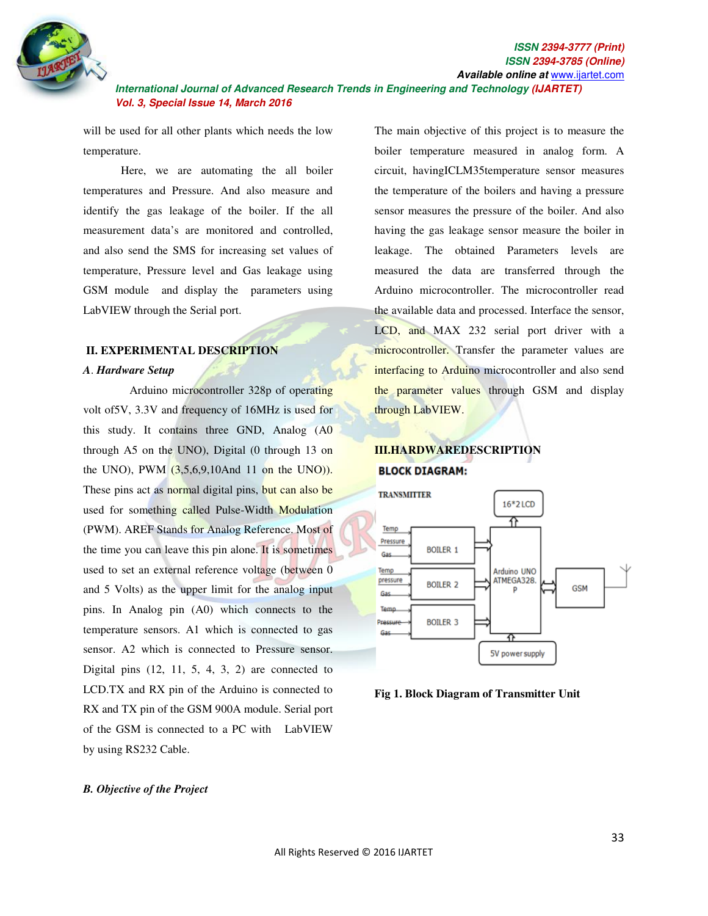will be used for all other plants which needs the low temperature.

Here, we are automating the all boiler temperatures and Pressure. And also measure and identify the gas leakage of the boiler. If the all measurement data's are monitored and controlled, and also send the SMS for increasing set values of temperature, Pressure level and Gas leakage using GSM module and display the parameters using LabVIEW through the Serial port.

## II. EXPERIMENTAL DESCRIPTION

### *A. Hardware Setup*

Arduino microcontroller 328p of operating volt of5V, 3.3V and frequency of 16MHz is used for this study. It contains three GND, Analog (A0 through A5 on the UNO), Digital (0 through 13 on the UNO), PWM (3,5,6,9,10And 11 on the UNO)). These pins act as normal digital pins, but can also be used for something called Pulse-Width Modulation (PWM). AREF Stands for Analog Reference. Most of the time you can leave this pin alone. It is sometimes used to set an external reference voltage (between 0 and 5 Volts) as the upper limit for the analog input pins. In Analog pin (A0) which connects to the temperature sensors. A1 which is connected to gas sensor. A2 which is connected to Pressure sensor. Digital pins (12, 11, 5, 4, 3, 2) are connected to LCD.TX and RX pin of the Arduino is connected to RX and TX pin of the GSM 900A module. Serial port of the GSM is connected to a PC with LabVIEW by using RS232 Cable.

### *B. Objective of the Project*

The main objective of this project is to measure the boiler temperature measured in analog form. A circuit, havingICLM35temperature sensor measures the temperature of the boilers and having a pressure sensor measures the pressure of the boiler. And also having the gas leakage sensor measure the boiler in leakage. The obtained Parameters levels are measured the data are transferred through the Arduino microcontroller. The microcontroller read the available data and processed. Interface the sensor, LCD, and MAX 232 serial port driver with a microcontroller. Transfer the parameter values are interfacing to Arduino microcontroller and also send the parameter values through GSM and display through LabVIEW.

## III.HARDWAREDESCRIPTION

**BLOCK DIAGRAM:**

TRANSMITTER

Temp, Pressure, Gas → BOILER 1 → Arduino UNO ATMEGA328.P
Temp, pressure, Gas → BOILER 2 → Arduino UNO ATMEGA328.P
Temp, Pressure, Gas → BOILER 3 → Arduino UNO ATMEGA328.P
Arduino UNO ATMEGA328.P → 16*2 LCD
Arduino UNO ATMEGA328.P ⇔ GSM
5V power supply → Arduino UNO ATMEGA328.P

**Fig 1. Block Diagram of Transmitter Unit**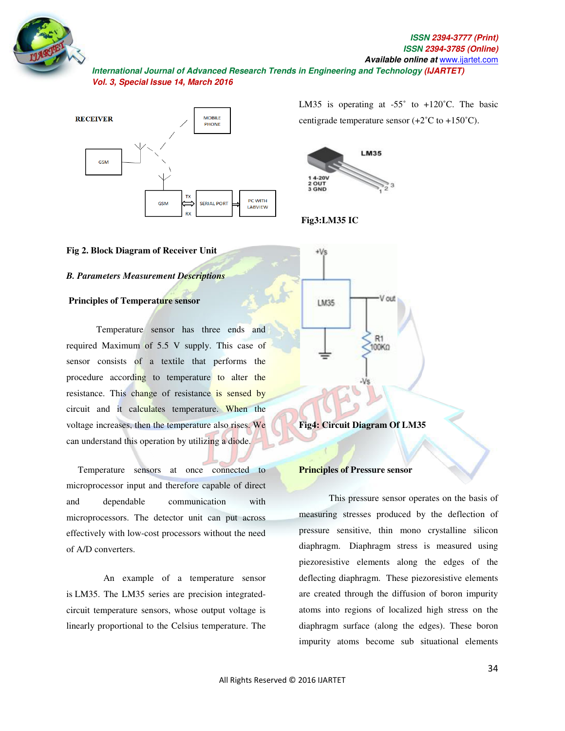Fig 2. Block Diagram of Receiver Unit

***B. Parameters Measurement Descriptions***

**Principles of Temperature sensor**

Temperature sensor has three ends and required Maximum of 5.5 V supply. This case of sensor consists of a textile that performs the procedure according to temperature to alter the resistance. This change of resistance is sensed by circuit and it calculates temperature. When the voltage increases, then the temperature also rises. We can understand this operation by utilizing a diode.

Temperature sensors at once connected to microprocessor input and therefore capable of direct and dependable communication with microprocessors. The detector unit can put across effectively with low-cost processors without the need of A/D converters.

An example of a temperature sensor is LM35. The LM35 series are precision integrated-circuit temperature sensors, whose output voltage is linearly proportional to the Celsius temperature. The LM35 is operating at -55˚ to +120˚C. The basic centigrade temperature sensor (+2˚C to +150˚C).

**Fig3:LM35 IC**

**Fig4: Circuit Diagram Of LM35**

**Principles of Pressure sensor**

This pressure sensor operates on the basis of measuring stresses produced by the deflection of pressure sensitive, thin mono crystalline silicon diaphragm. Diaphragm stress is measured using piezoresistive elements along the edges of the deflecting diaphragm. These piezoresistive elements are created through the diffusion of boron impurity atoms into regions of localized high stress on the diaphragm surface (along the edges). These boron impurity atoms become sub situational elements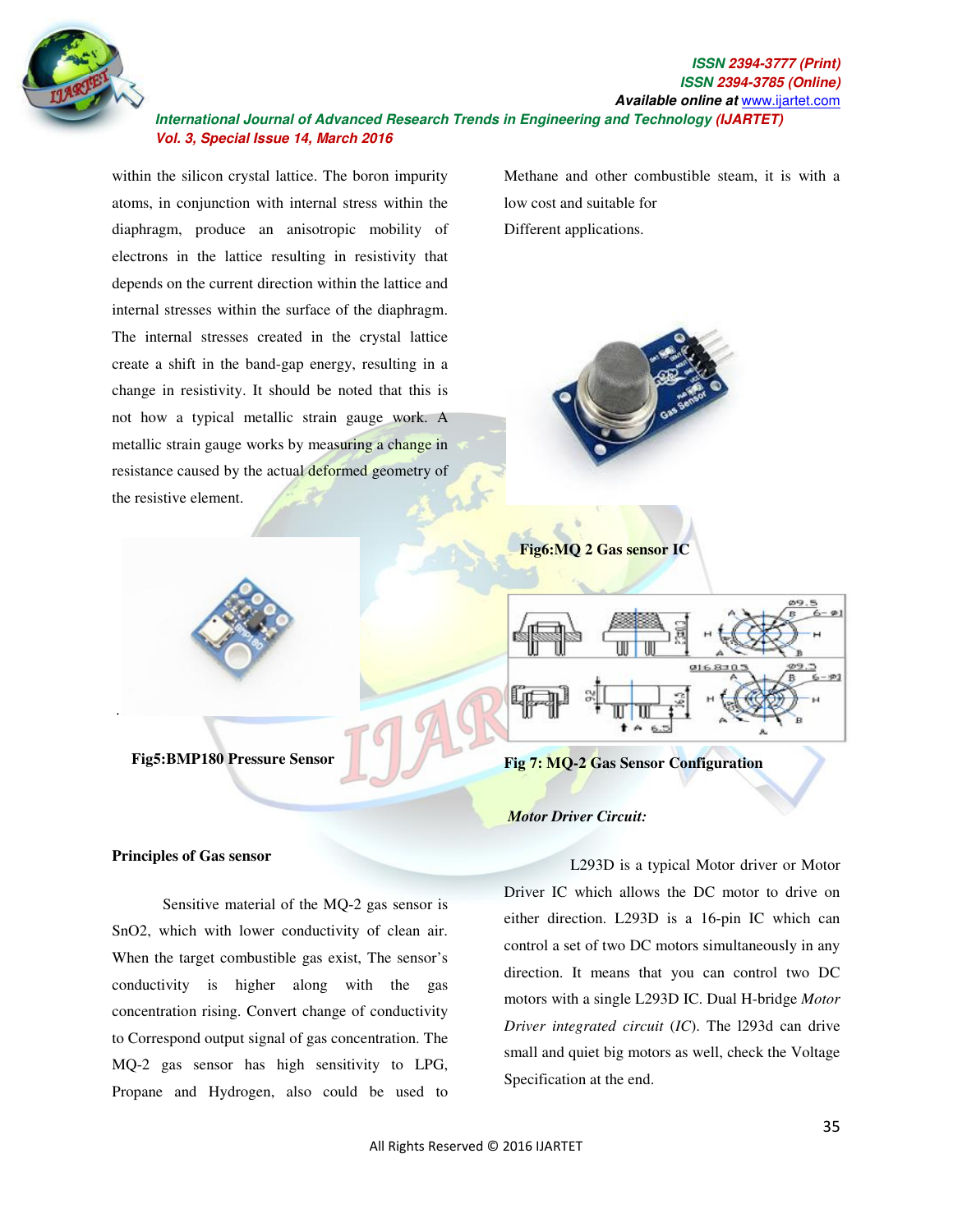within the silicon crystal lattice. The boron impurity atoms, in conjunction with internal stress within the diaphragm, produce an anisotropic mobility of electrons in the lattice resulting in resistivity that depends on the current direction within the lattice and internal stresses within the surface of the diaphragm. The internal stresses created in the crystal lattice create a shift in the band-gap energy, resulting in a change in resistivity. It should be noted that this is not how a typical metallic strain gauge work. A metallic strain gauge works by measuring a change in resistance caused by the actual deformed geometry of the resistive element.

**Fig5:BMP180 Pressure Sensor**

**Principles of Gas sensor**

Sensitive material of the MQ-2 gas sensor is $SnO_2$, which with lower conductivity of clean air. When the target combustible gas exist, The sensor's conductivity is higher along with the gas concentration rising. Convert change of conductivity to Correspond output signal of gas concentration. The MQ-2 gas sensor has high sensitivity to LPG, Propane and Hydrogen, also could be used to Methane and other combustible steam, it is with a low cost and suitable for Different applications.

**Fig6:MQ 2 Gas sensor IC**

**Fig 7: MQ-2 Gas Sensor Configuration**

***Motor Driver Circuit:***

L293D is a typical Motor driver or Motor Driver IC which allows the DC motor to drive on either direction. L293D is a 16-pin IC which can control a set of two DC motors simultaneously in any direction. It means that you can control two DC motors with a single L293D IC. Dual H-bridge *Motor Driver integrated circuit* (*IC*). The l293d can drive small and quiet big motors as well, check the Voltage Specification at the end.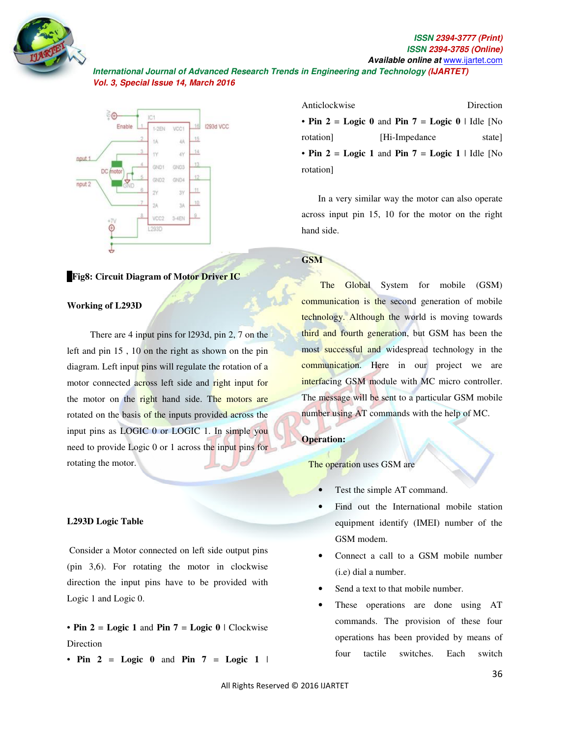**Fig8: Circuit Diagram of Motor Driver IC**

**Working of L293D**

There are 4 input pins for l293d, pin 2, 7 on the left and pin 15 , 10 on the right as shown on the pin diagram. Left input pins will regulate the rotation of a motor connected across left side and right input for the motor on the right hand side. The motors are rotated on the basis of the inputs provided across the input pins as LOGIC 0 or LOGIC 1. In simple you need to provide Logic 0 or 1 across the input pins for rotating the motor.

**L293D Logic Table**

Consider a Motor connected on left side output pins (pin 3,6). For rotating the motor in clockwise direction the input pins have to be provided with Logic 1 and Logic 0.

- **Pin 2** = **Logic 1** and **Pin 7** = **Logic 0** | Clockwise Direction
- **Pin 2** = **Logic 0** and **Pin 7** = **Logic 1** | Anticlockwise Direction
- **Pin 2** = **Logic 0** and **Pin 7** = **Logic 0** | Idle [No rotation] [Hi-Impedance state]
- **Pin 2** = **Logic 1** and **Pin 7** = **Logic 1** | Idle [No rotation]

In a very similar way the motor can also operate across input pin 15, 10 for the motor on the right hand side.

**GSM**

The Global System for mobile (GSM) communication is the second generation of mobile technology. Although the world is moving towards third and fourth generation, but GSM has been the most successful and widespread technology in the communication. Here in our project we are interfacing GSM module with MC micro controller. The message will be sent to a particular GSM mobile number using AT commands with the help of MC.

**Operation:**

The operation uses GSM are

- Test the simple AT command.
- Find out the International mobile station equipment identify (IMEI) number of the GSM modem.
- Connect a call to a GSM mobile number (i.e) dial a number.
- Send a text to that mobile number.
- These operations are done using AT commands. The provision of these four operations has been provided by means of four tactile switches. Each switch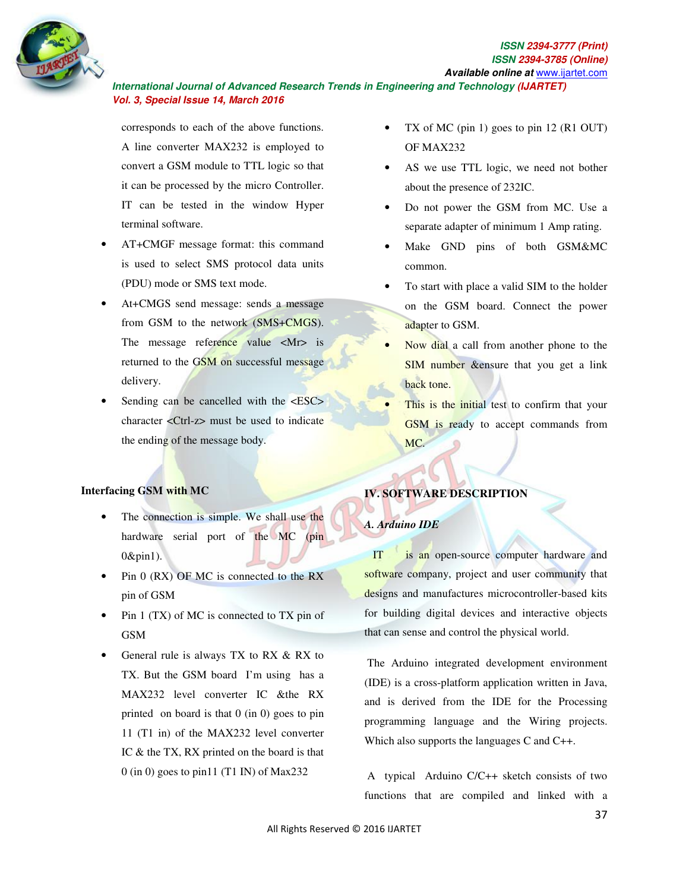corresponds to each of the above functions. A line converter MAX232 is employed to convert a GSM module to TTL logic so that it can be processed by the micro Controller. IT can be tested in the window Hyper terminal software.

- AT+CMGF message format: this command is used to select SMS protocol data units (PDU) mode or SMS text mode.
- At+CMGS send message: sends a message from GSM to the network (SMS+CMGS). The message reference value <Mr> is returned to the GSM on successful message delivery.
- Sending can be cancelled with the <ESC> character <Ctrl-z> must be used to indicate the ending of the message body.

**Interfacing GSM with MC**

- The connection is simple. We shall use the hardware serial port of the MC (pin 0&pin1).
- Pin 0 (RX) OF MC is connected to the RX pin of GSM
- Pin 1 (TX) of MC is connected to TX pin of GSM
- General rule is always TX to RX & RX to TX. But the GSM board I'm using has a MAX232 level converter IC &the RX printed on board is that 0 (in 0) goes to pin 11 (T1 in) of the MAX232 level converter IC & the TX, RX printed on the board is that 0 (in 0) goes to pin11 (T1 IN) of Max232
- TX of MC (pin 1) goes to pin 12 (R1 OUT) OF MAX232
- AS we use TTL logic, we need not bother about the presence of 232IC.
- Do not power the GSM from MC. Use a separate adapter of minimum 1 Amp rating.
- Make GND pins of both GSM&MC common.
- To start with place a valid SIM to the holder on the GSM board. Connect the power adapter to GSM.
- Now dial a call from another phone to the SIM number &ensure that you get a link back tone.
- This is the initial test to confirm that your GSM is ready to accept commands from MC.

## IV. SOFTWARE DESCRIPTION

### *A. Arduino IDE*

IT is an open-source computer hardware and software company, project and user community that designs and manufactures microcontroller-based kits for building digital devices and interactive objects that can sense and control the physical world.

The Arduino integrated development environment (IDE) is a cross-platform application written in Java, and is derived from the IDE for the Processing programming language and the Wiring projects. Which also supports the languages C and C++.

A typical Arduino C/C++ sketch consists of two functions that are compiled and linked with a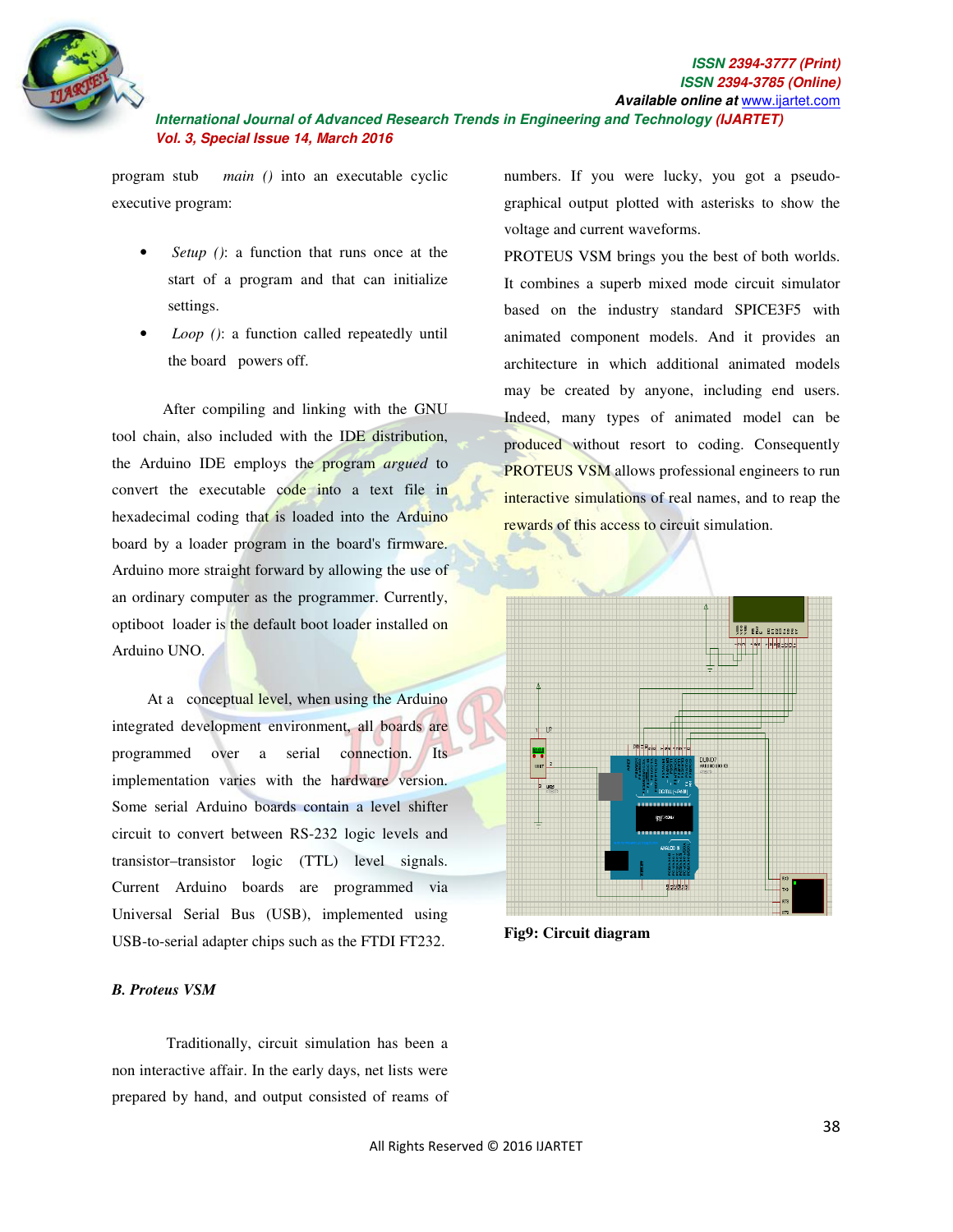program stub *main ()* into an executable cyclic executive program:

- *Setup ()*: a function that runs once at the start of a program and that can initialize settings.
- *Loop ()*: a function called repeatedly until the board powers off.

After compiling and linking with the GNU tool chain, also included with the IDE distribution, the Arduino IDE employs the program *argued* to convert the executable code into a text file in hexadecimal coding that is loaded into the Arduino board by a loader program in the board's firmware. Arduino more straight forward by allowing the use of an ordinary computer as the programmer. Currently, optiboot loader is the default boot loader installed on Arduino UNO.

At a conceptual level, when using the Arduino integrated development environment, all boards are programmed over a serial connection. Its implementation varies with the hardware version. Some serial Arduino boards contain a level shifter circuit to convert between RS-232 logic levels and transistor–transistor logic (TTL) level signals. Current Arduino boards are programmed via Universal Serial Bus (USB), implemented using USB-to-serial adapter chips such as the FTDI FT232.

### *B. Proteus VSM*

Traditionally, circuit simulation has been a non interactive affair. In the early days, net lists were prepared by hand, and output consisted of reams of numbers. If you were lucky, you got a pseudo-graphical output plotted with asterisks to show the voltage and current waveforms.

PROTEUS VSM brings you the best of both worlds. It combines a superb mixed mode circuit simulator based on the industry standard SPICE3F5 with animated component models. And it provides an architecture in which additional animated models may be created by anyone, including end users. Indeed, many types of animated model can be produced without resort to coding. Consequently PROTEUS VSM allows professional engineers to run interactive simulations of real names, and to reap the rewards of this access to circuit simulation.

**Fig9: Circuit diagram**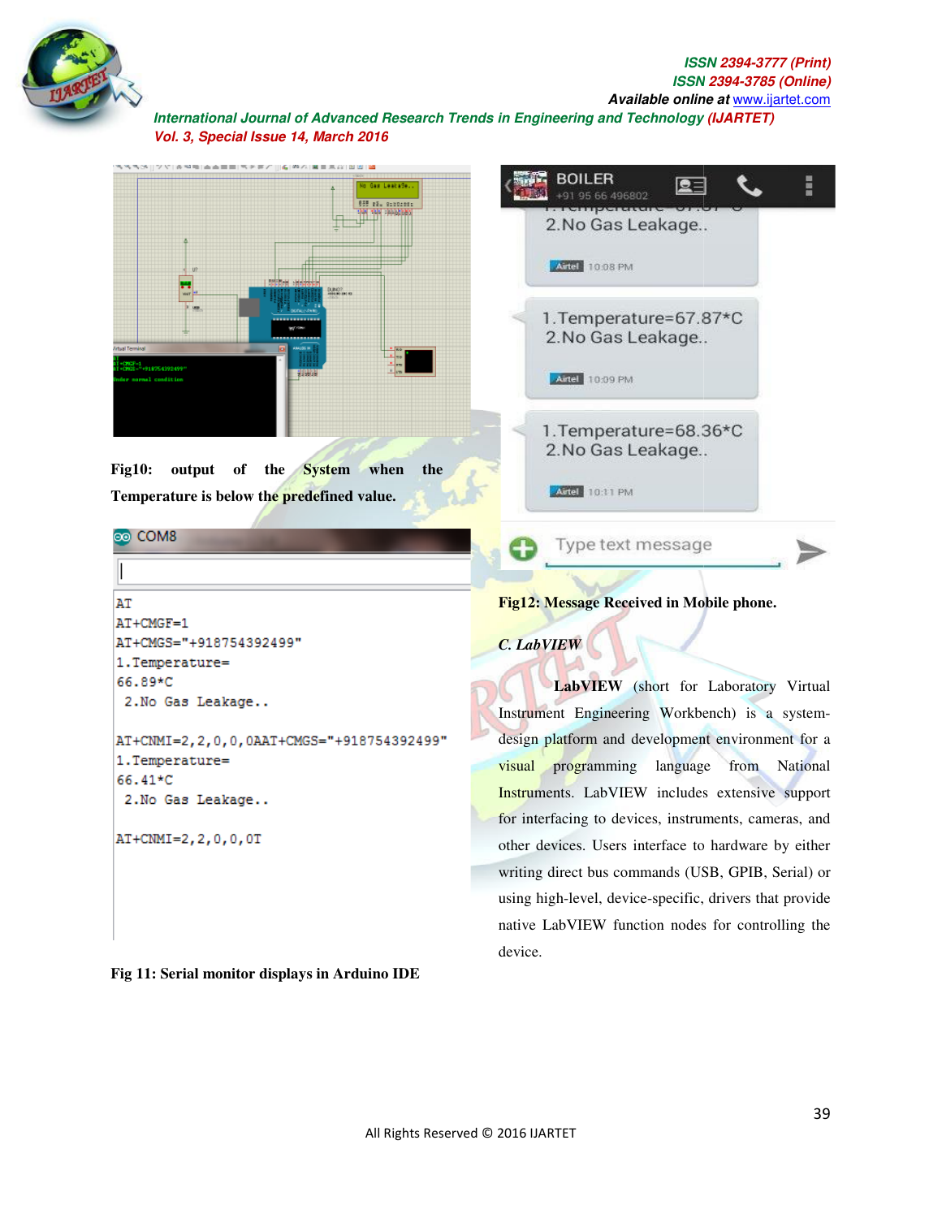Fig10: output of the System when the Temperature is below the predefined value.

```
AT
AT+CMGF=1
AT+CMGS="+918754392499"
1.Temperature=
66.89*C
 2.No Gas Leakage..

AT+CNMI=2,2,0,0,0AAT+CMGS="+918754392499"
1.Temperature=
66.41*C
 2.No Gas Leakage..

AT+CNMI=2,2,0,0,0T
```

**Fig 11: Serial monitor displays in Arduino IDE**

**Fig12: Message Received in Mobile phone.**

*C. LabVIEW*

**LabVIEW** (short for Laboratory Virtual Instrument Engineering Workbench) is a system-design platform and development environment for a visual programming language from National Instruments. LabVIEW includes extensive support for interfacing to devices, instruments, cameras, and other devices. Users interface to hardware by either writing direct bus commands (USB, GPIB, Serial) or using high-level, device-specific, drivers that provide native LabVIEW function nodes for controlling the device.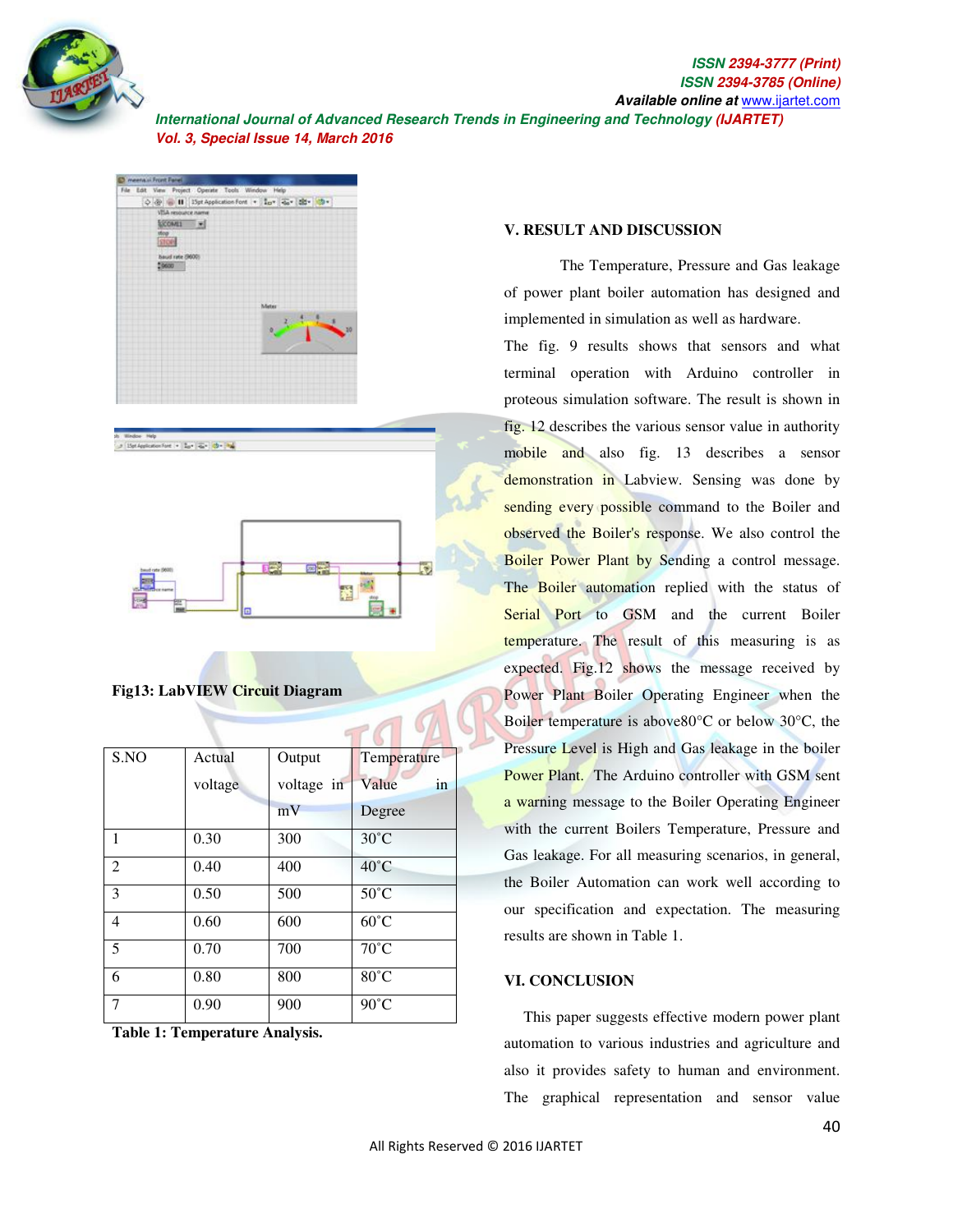Fig13: LabVIEW Circuit Diagram

| S.NO | Actual voltage | Output voltage in mV | Temperature Value in Degree |
|---|---|---|---|
| 1 | 0.30 | 300 | 30˚C |
| 2 | 0.40 | 400 | 40˚C |
| 3 | 0.50 | 500 | 50˚C |
| 4 | 0.60 | 600 | 60˚C |
| 5 | 0.70 | 700 | 70˚C |
| 6 | 0.80 | 800 | 80˚C |
| 7 | 0.90 | 900 | 90˚C |

**Table 1: Temperature Analysis.**

## V. RESULT AND DISCUSSION

The Temperature, Pressure and Gas leakage of power plant boiler automation has designed and implemented in simulation as well as hardware. The fig. 9 results shows that sensors and what terminal operation with Arduino controller in proteous simulation software. The result is shown in fig. 12 describes the various sensor value in authority mobile and also fig. 13 describes a sensor demonstration in Labview. Sensing was done by sending every possible command to the Boiler and observed the Boiler's response. We also control the Boiler Power Plant by Sending a control message. The Boiler automation replied with the status of Serial Port to GSM and the current Boiler temperature. The result of this measuring is as expected. Fig.12 shows the message received by Power Plant Boiler Operating Engineer when the Boiler temperature is above80°C or below 30°C, the Pressure Level is High and Gas leakage in the boiler Power Plant. The Arduino controller with GSM sent a warning message to the Boiler Operating Engineer with the current Boilers Temperature, Pressure and Gas leakage. For all measuring scenarios, in general, the Boiler Automation can work well according to our specification and expectation. The measuring results are shown in Table 1.

## VI. CONCLUSION

This paper suggests effective modern power plant automation to various industries and agriculture and also it provides safety to human and environment. The graphical representation and sensor value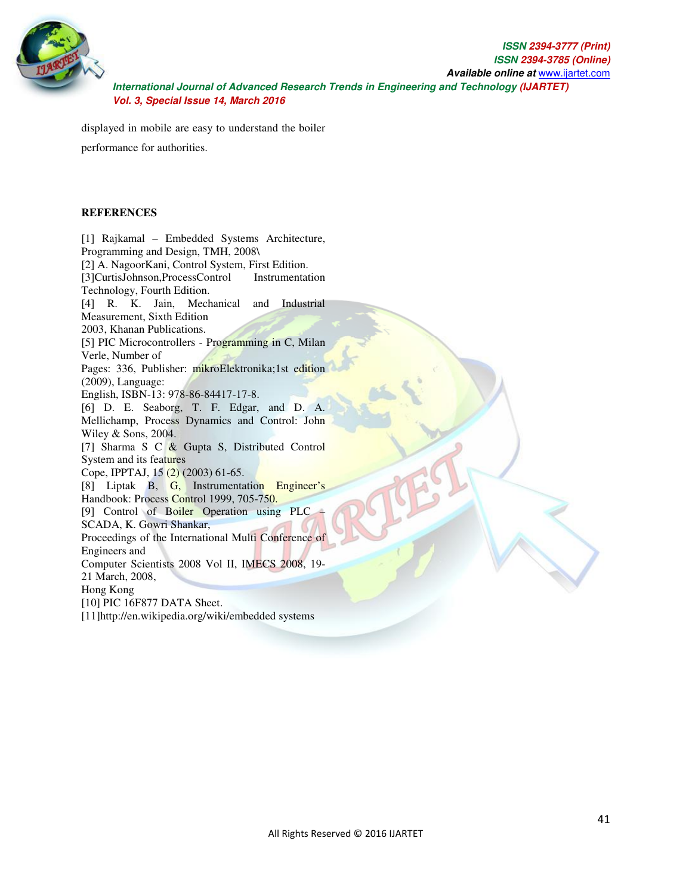displayed in mobile are easy to understand the boiler performance for authorities.

**REFERENCES**

[1] Rajkamal – Embedded Systems Architecture, Programming and Design, TMH, 2008\

[2] A. NagoorKani, Control System, First Edition.

[3]CurtisJohnson,ProcessControl Instrumentation Technology, Fourth Edition.

[4] R. K. Jain, Mechanical and Industrial Measurement, Sixth Edition 2003, Khanan Publications.

[5] PIC Microcontrollers - Programming in C, Milan Verle, Number of Pages: 336, Publisher: mikroElektronika;1st edition (2009), Language: English, ISBN-13: 978-86-84417-17-8.

[6] D. E. Seaborg, T. F. Edgar, and D. A. Mellichamp, Process Dynamics and Control: John Wiley & Sons, 2004.

[7] Sharma S C & Gupta S, Distributed Control System and its features Cope, IPPTAJ, 15 (2) (2003) 61-65.

[8] Liptak B, G, Instrumentation Engineer's Handbook: Process Control 1999, 705-750.

[9] Control of Boiler Operation using PLC – SCADA, K. Gowri Shankar, Proceedings of the International Multi Conference of Engineers and Computer Scientists 2008 Vol II, IMECS 2008, 19-21 March, 2008, Hong Kong

[10] PIC 16F877 DATA Sheet.

[11]http://en.wikipedia.org/wiki/embedded systems